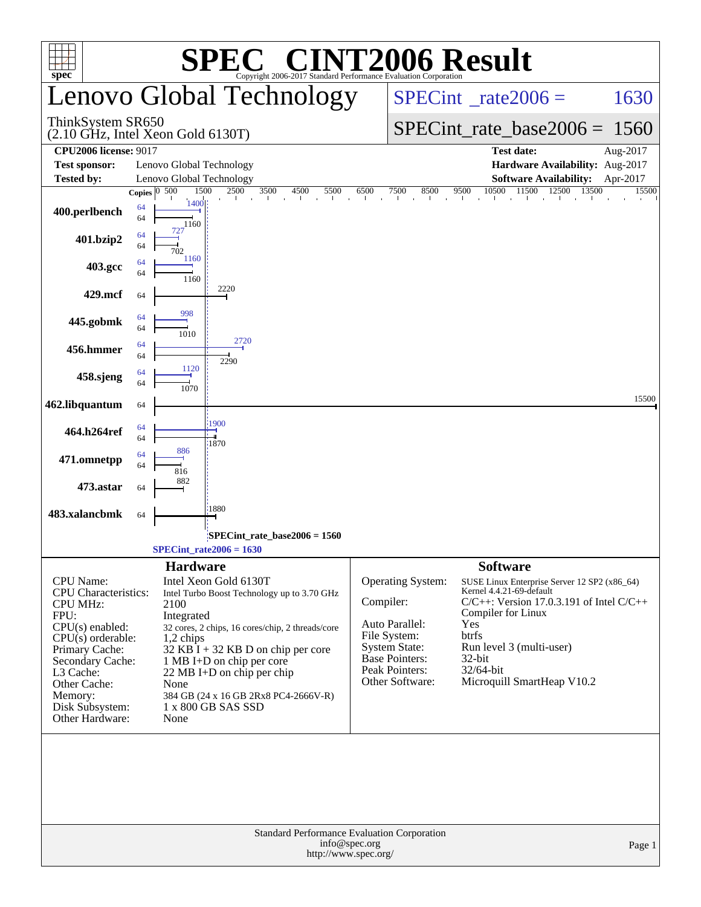# SPEC® CINT2006 Result

Copyright 2006-2017 Standard Performance Evaluation Corporation

## Lenovo Global Technology

ThinkSystem SR650
(2.10 GHz, Intel Xeon Gold 6130T)

SPECint_rate2006 = 1630

SPECint_rate_base2006 = 1560

| | | | |
|---|---|---|---|
| **CPU2006 license:** 9017 | | **Test date:** | Aug-2017 |
| **Test sponsor:** | Lenovo Global Technology | **Hardware Availability:** | Aug-2017 |
| **Tested by:** | Lenovo Global Technology | **Software Availability:** | Apr-2017 |

| Benchmark | Copies (peak) | Peak | Copies (base) | Base |
|---|---|---|---|---|
| 400.perlbench | 64 | 1400 | 64 | 1160 |
| 401.bzip2 | 64 | 727 | 64 | 702 |
| 403.gcc | 64 | 1160 | 64 | 1160 |
| 429.mcf | | | 64 | 2220 |
| 445.gobmk | 64 | 998 | 64 | 1010 |
| 456.hmmer | 64 | 2720 | 64 | 2290 |
| 458.sjeng | 64 | 1120 | 64 | 1070 |
| 462.libquantum | | | 64 | 15500 |
| 464.h264ref | 64 | 1900 | 64 | 1870 |
| 471.omnetpp | 64 | 886 | 64 | 816 |
| 473.astar | | | 64 | 882 |
| 483.xalancbmk | | | 64 | 1880 |

SPECint_rate_base2006 = 1560

SPECint_rate2006 = 1630

### Hardware

| | |
|---|---|
| CPU Name: | Intel Xeon Gold 6130T |
| CPU Characteristics: | Intel Turbo Boost Technology up to 3.70 GHz |
| CPU MHz: | 2100 |
| FPU: | Integrated |
| CPU(s) enabled: | 32 cores, 2 chips, 16 cores/chip, 2 threads/core |
| CPU(s) orderable: | 1,2 chips |
| Primary Cache: | 32 KB I + 32 KB D on chip per core |
| Secondary Cache: | 1 MB I+D on chip per core |
| L3 Cache: | 22 MB I+D on chip per chip |
| Other Cache: | None |
| Memory: | 384 GB (24 x 16 GB 2Rx8 PC4-2666V-R) |
| Disk Subsystem: | 1 x 800 GB SAS SSD |
| Other Hardware: | None |

### Software

| | |
|---|---|
| Operating System: | SUSE Linux Enterprise Server 12 SP2 (x86_64) Kernel 4.4.21-69-default |
| Compiler: | C/C++: Version 17.0.3.191 of Intel C/C++ Compiler for Linux |
| Auto Parallel: | Yes |
| File System: | btrfs |
| System State: | Run level 3 (multi-user) |
| Base Pointers: | 32-bit |
| Peak Pointers: | 32/64-bit |
| Other Software: | Microquill SmartHeap V10.2 |

Standard Performance Evaluation Corporation
info@spec.org
http://www.spec.org/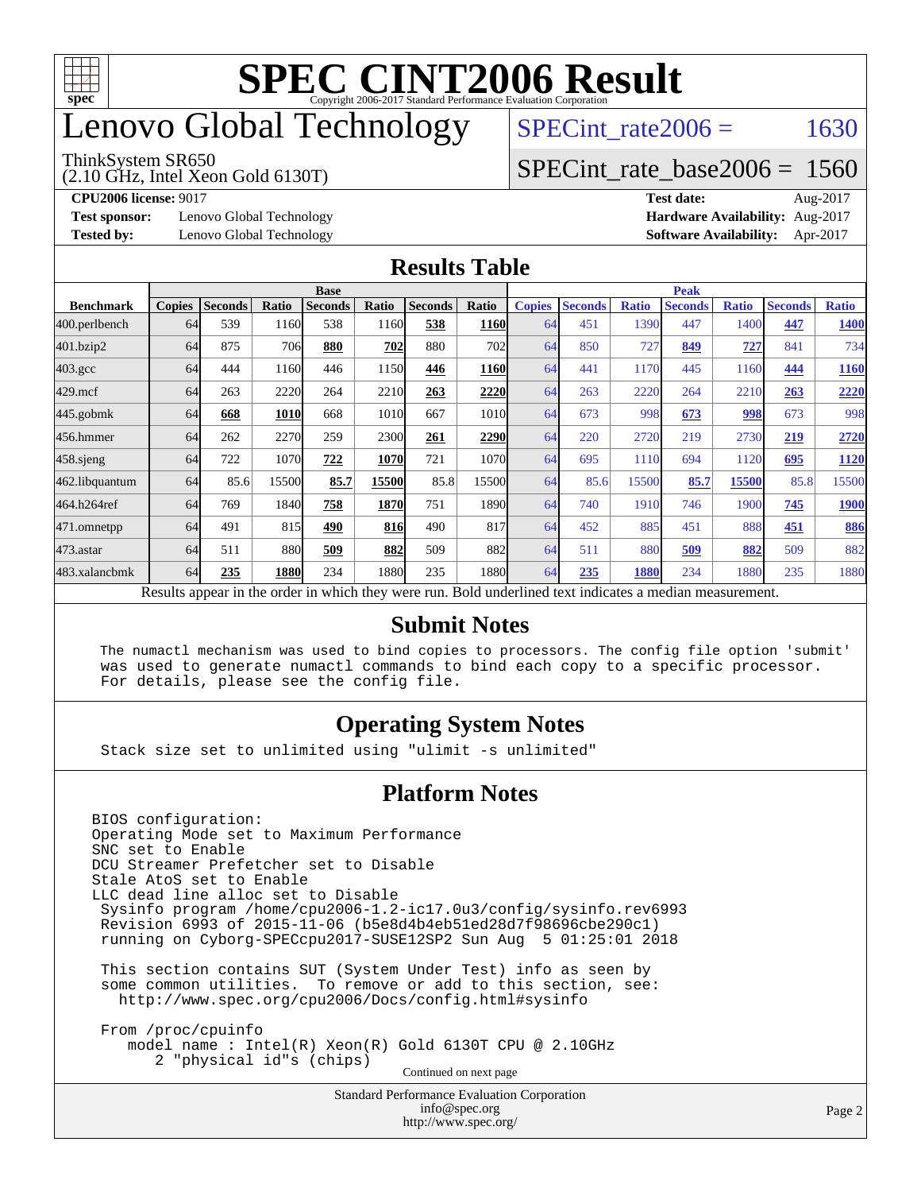# SPEC CINT2006 Result

Copyright 2006-2017 Standard Performance Evaluation Corporation

# Lenovo Global Technology

ThinkSystem SR650
(2.10 GHz, Intel Xeon Gold 6130T)

SPECint_rate2006 = 1630

SPECint_rate_base2006 = 1560

**CPU2006 license:** 9017
**Test sponsor:** Lenovo Global Technology
**Tested by:** Lenovo Global Technology

**Test date:** Aug-2017
**Hardware Availability:** Aug-2017
**Software Availability:** Apr-2017

## Results Table

| | Base | | | | | | | Peak | | | | | | |
|---|---|---|---|---|---|---|---|---|---|---|---|---|---|---|
| **Benchmark** | **Copies** | **Seconds** | **Ratio** | **Seconds** | **Ratio** | **Seconds** | **Ratio** | **Copies** | **Seconds** | **Ratio** | **Seconds** | **Ratio** | **Seconds** | **Ratio** |
| 400.perlbench | 64 | 539 | 1160 | 538 | 1160 | **538** | **1160** | 64 | 451 | 1390 | 447 | 1400 | **447** | **1400** |
| 401.bzip2 | 64 | 875 | 706 | **880** | **702** | 880 | 702 | 64 | 850 | 727 | **849** | **727** | 841 | 734 |
| 403.gcc | 64 | 444 | 1160 | 446 | 1150 | **446** | **1160** | 64 | 441 | 1170 | 445 | 1160 | **444** | **1160** |
| 429.mcf | 64 | 263 | 2220 | 264 | 2210 | **263** | **2220** | 64 | 263 | 2220 | 264 | 2210 | **263** | **2220** |
| 445.gobmk | 64 | **668** | **1010** | 668 | 1010 | 667 | 1010 | 64 | 673 | 998 | **673** | **998** | 673 | 998 |
| 456.hmmer | 64 | 262 | 2270 | 259 | 2300 | **261** | **2290** | 64 | 220 | 2720 | 219 | 2730 | **219** | **2720** |
| 458.sjeng | 64 | 722 | 1070 | **722** | **1070** | 721 | 1070 | 64 | 695 | 1110 | 694 | 1120 | **695** | **1120** |
| 462.libquantum | 64 | 85.6 | 15500 | **85.7** | **15500** | 85.8 | 15500 | 64 | 85.6 | 15500 | **85.7** | **15500** | 85.8 | 15500 |
| 464.h264ref | 64 | 769 | 1840 | **758** | **1870** | 751 | 1890 | 64 | 740 | 1910 | 746 | 1900 | **745** | **1900** |
| 471.omnetpp | 64 | 491 | 815 | **490** | **816** | 490 | 817 | 64 | 452 | 885 | 451 | 888 | **451** | **886** |
| 473.astar | 64 | 511 | 880 | **509** | **882** | 509 | 882 | 64 | 511 | 880 | **509** | **882** | 509 | 882 |
| 483.xalancbmk | 64 | **235** | **1880** | 234 | 1880 | 235 | 1880 | 64 | **235** | **1880** | 234 | 1880 | 235 | 1880 |

Results appear in the order in which they were run. Bold underlined text indicates a median measurement.

## Submit Notes

```
The numactl mechanism was used to bind copies to processors. The config file option 'submit'
was used to generate numactl commands to bind each copy to a specific processor.
For details, please see the config file.
```

## Operating System Notes

```
Stack size set to unlimited using "ulimit -s unlimited"
```

## Platform Notes

```
BIOS configuration:
Operating Mode set to Maximum Performance
SNC set to Enable
DCU Streamer Prefetcher set to Disable
Stale AtoS set to Enable
LLC dead line alloc set to Disable
 Sysinfo program /home/cpu2006-1.2-ic17.0u3/config/sysinfo.rev6993
 Revision 6993 of 2015-11-06 (b5e8d4b4eb51ed28d7f98696cbe290c1)
 running on Cyborg-SPECcpu2017-SUSE12SP2 Sun Aug  5 01:25:01 2018

 This section contains SUT (System Under Test) info as seen by
 some common utilities.  To remove or add to this section, see:
   http://www.spec.org/cpu2006/Docs/config.html#sysinfo

 From /proc/cpuinfo
    model name : Intel(R) Xeon(R) Gold 6130T CPU @ 2.10GHz
       2 "physical id"s (chips)
```

Continued on next page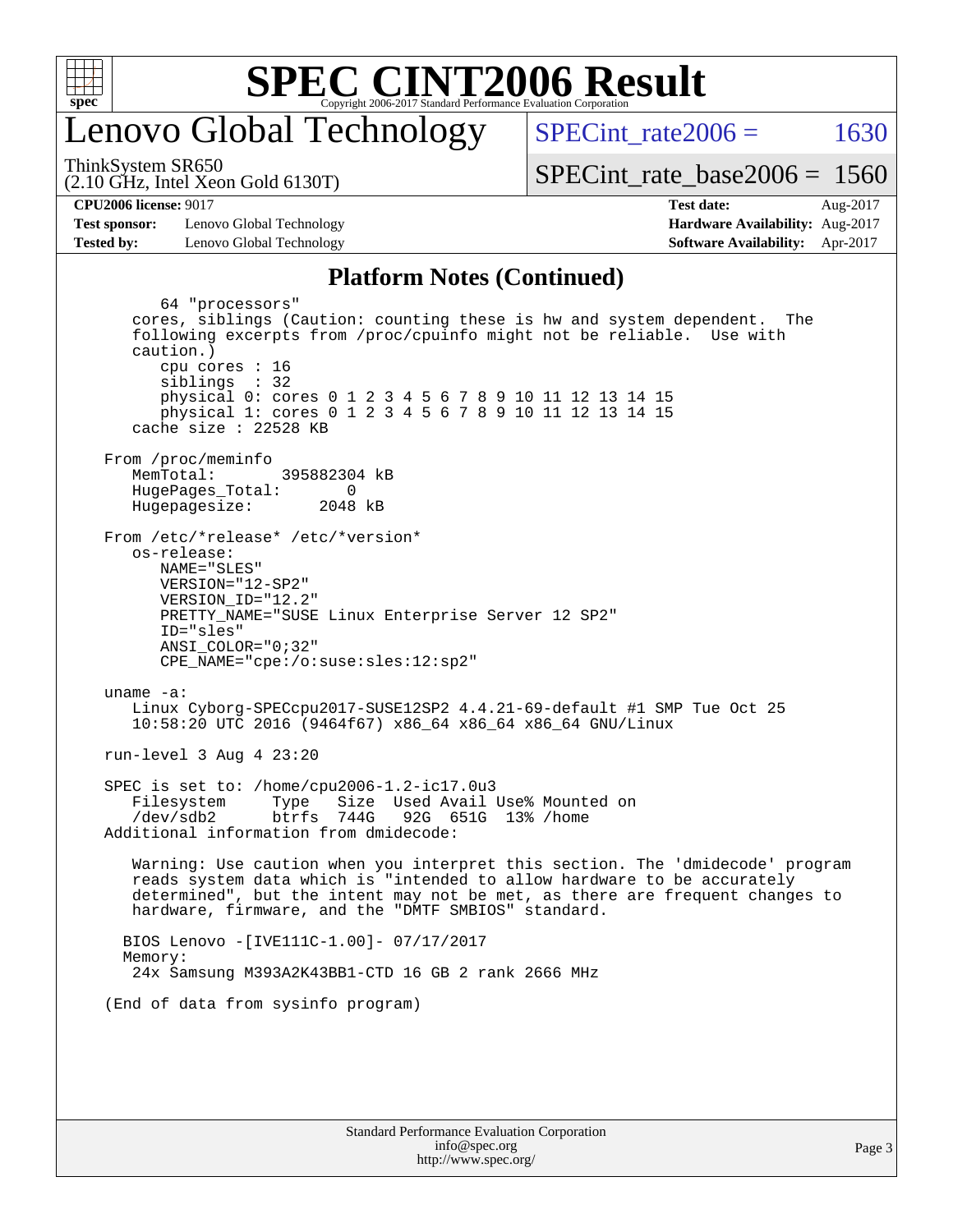# Lenovo Global Technology

ThinkSystem SR650
(2.10 GHz, Intel Xeon Gold 6130T)

SPECint_rate2006 = 1630

SPECint_rate_base2006 = 1560

**CPU2006 license:** 9017
**Test sponsor:** Lenovo Global Technology
**Tested by:** Lenovo Global Technology
**Test date:** Aug-2017
**Hardware Availability:** Aug-2017
**Software Availability:** Apr-2017

## Platform Notes (Continued)

```
         64 "processors"
      cores, siblings (Caution: counting these is hw and system dependent.  The
      following excerpts from /proc/cpuinfo might not be reliable.  Use with
      caution.)
         cpu cores : 16
         siblings  : 32
         physical 0: cores 0 1 2 3 4 5 6 7 8 9 10 11 12 13 14 15
         physical 1: cores 0 1 2 3 4 5 6 7 8 9 10 11 12 13 14 15
      cache size : 22528 KB

   From /proc/meminfo
      MemTotal:       395882304 kB
      HugePages_Total:       0
      Hugepagesize:       2048 kB

   From /etc/*release* /etc/*version*
      os-release:
         NAME="SLES"
         VERSION="12-SP2"
         VERSION_ID="12.2"
         PRETTY_NAME="SUSE Linux Enterprise Server 12 SP2"
         ID="sles"
         ANSI_COLOR="0;32"
         CPE_NAME="cpe:/o:suse:sles:12:sp2"

   uname -a:
      Linux Cyborg-SPECcpu2017-SUSE12SP2 4.4.21-69-default #1 SMP Tue Oct 25
      10:58:20 UTC 2016 (9464f67) x86_64 x86_64 x86_64 GNU/Linux

   run-level 3 Aug 4 23:20

   SPEC is set to: /home/cpu2006-1.2-ic17.0u3
      Filesystem     Type   Size  Used Avail Use% Mounted on
      /dev/sdb2      btrfs  744G   92G  651G  13% /home
   Additional information from dmidecode:

      Warning: Use caution when you interpret this section. The 'dmidecode' program
      reads system data which is "intended to allow hardware to be accurately
      determined", but the intent may not be met, as there are frequent changes to
      hardware, firmware, and the "DMTF SMBIOS" standard.

     BIOS Lenovo -[IVE111C-1.00]- 07/17/2017
     Memory:
      24x Samsung M393A2K43BB1-CTD 16 GB 2 rank 2666 MHz

   (End of data from sysinfo program)
```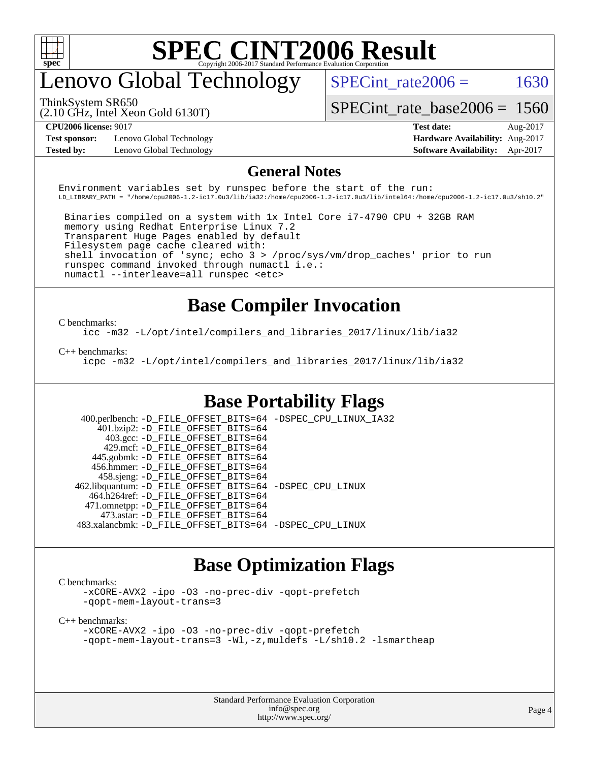# SPEC CINT2006 Result

## Lenovo Global Technology

ThinkSystem SR650
(2.10 GHz, Intel Xeon Gold 6130T)

SPECint_rate2006 = 1630

SPECint_rate_base2006 = 1560

| | | | |
|---|---|---|---|
| **CPU2006 license:** 9017 | | **Test date:** | Aug-2017 |
| **Test sponsor:** | Lenovo Global Technology | **Hardware Availability:** | Aug-2017 |
| **Tested by:** | Lenovo Global Technology | **Software Availability:** | Apr-2017 |

## General Notes

```
Environment variables set by runspec before the start of the run:
LD_LIBRARY_PATH = "/home/cpu2006-1.2-ic17.0u3/lib/ia32:/home/cpu2006-1.2-ic17.0u3/lib/intel64:/home/cpu2006-1.2-ic17.0u3/sh10.2"

 Binaries compiled on a system with 1x Intel Core i7-4790 CPU + 32GB RAM
 memory using Redhat Enterprise Linux 7.2
 Transparent Huge Pages enabled by default
 Filesystem page cache cleared with:
 shell invocation of 'sync; echo 3 > /proc/sys/vm/drop_caches' prior to run
 runspec command invoked through numactl i.e.:
 numactl --interleave=all runspec <etc>
```

## Base Compiler Invocation

C benchmarks:

```
icc -m32 -L/opt/intel/compilers_and_libraries_2017/linux/lib/ia32
```

C++ benchmarks:

```
icpc -m32 -L/opt/intel/compilers_and_libraries_2017/linux/lib/ia32
```

## Base Portability Flags

| Benchmark | Flags |
|---|---|
| 400.perlbench: | -D_FILE_OFFSET_BITS=64 -DSPEC_CPU_LINUX_IA32 |
| 401.bzip2: | -D_FILE_OFFSET_BITS=64 |
| 403.gcc: | -D_FILE_OFFSET_BITS=64 |
| 429.mcf: | -D_FILE_OFFSET_BITS=64 |
| 445.gobmk: | -D_FILE_OFFSET_BITS=64 |
| 456.hmmer: | -D_FILE_OFFSET_BITS=64 |
| 458.sjeng: | -D_FILE_OFFSET_BITS=64 |
| 462.libquantum: | -D_FILE_OFFSET_BITS=64 -DSPEC_CPU_LINUX |
| 464.h264ref: | -D_FILE_OFFSET_BITS=64 |
| 471.omnetpp: | -D_FILE_OFFSET_BITS=64 |
| 473.astar: | -D_FILE_OFFSET_BITS=64 |
| 483.xalancbmk: | -D_FILE_OFFSET_BITS=64 -DSPEC_CPU_LINUX |

## Base Optimization Flags

C benchmarks:

```
-xCORE-AVX2 -ipo -O3 -no-prec-div -qopt-prefetch
-qopt-mem-layout-trans=3
```

C++ benchmarks:

```
-xCORE-AVX2 -ipo -O3 -no-prec-div -qopt-prefetch
-qopt-mem-layout-trans=3 -Wl,-z,muldefs -L/sh10.2 -lsmartheap
```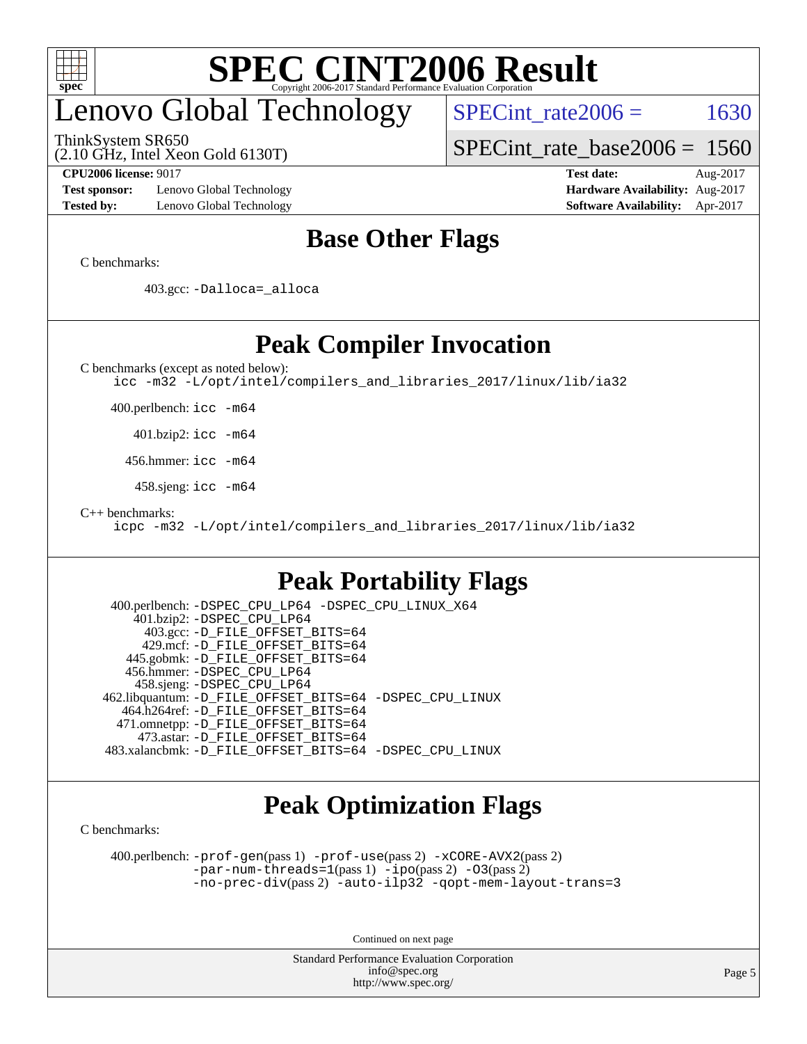# Lenovo Global Technology

ThinkSystem SR650
(2.10 GHz, Intel Xeon Gold 6130T)

SPECint_rate2006 = 1630

SPECint_rate_base2006 = 1560

**CPU2006 license:** 9017
**Test sponsor:** Lenovo Global Technology
**Tested by:** Lenovo Global Technology

**Test date:** Aug-2017
**Hardware Availability:** Aug-2017
**Software Availability:** Apr-2017

## Base Other Flags

C benchmarks:

403.gcc: `-Dalloca=_alloca`

## Peak Compiler Invocation

C benchmarks (except as noted below):
```
icc -m32 -L/opt/intel/compilers_and_libraries_2017/linux/lib/ia32
```

400.perlbench: `icc -m64`

401.bzip2: `icc -m64`

456.hmmer: `icc -m64`

458.sjeng: `icc -m64`

C++ benchmarks:
```
icpc -m32 -L/opt/intel/compilers_and_libraries_2017/linux/lib/ia32
```

## Peak Portability Flags

400.perlbench: `-DSPEC_CPU_LP64 -DSPEC_CPU_LINUX_X64`
401.bzip2: `-DSPEC_CPU_LP64`
403.gcc: `-D_FILE_OFFSET_BITS=64`
429.mcf: `-D_FILE_OFFSET_BITS=64`
445.gobmk: `-D_FILE_OFFSET_BITS=64`
456.hmmer: `-DSPEC_CPU_LP64`
458.sjeng: `-DSPEC_CPU_LP64`
462.libquantum: `-D_FILE_OFFSET_BITS=64 -DSPEC_CPU_LINUX`
464.h264ref: `-D_FILE_OFFSET_BITS=64`
471.omnetpp: `-D_FILE_OFFSET_BITS=64`
473.astar: `-D_FILE_OFFSET_BITS=64`
483.xalancbmk: `-D_FILE_OFFSET_BITS=64 -DSPEC_CPU_LINUX`

## Peak Optimization Flags

C benchmarks:

400.perlbench: `-prof-gen`(pass 1) `-prof-use`(pass 2) `-xCORE-AVX2`(pass 2) `-par-num-threads=1`(pass 1) `-ipo`(pass 2) `-O3`(pass 2) `-no-prec-div`(pass 2) `-auto-ilp32` `-qopt-mem-layout-trans=3`

Continued on next page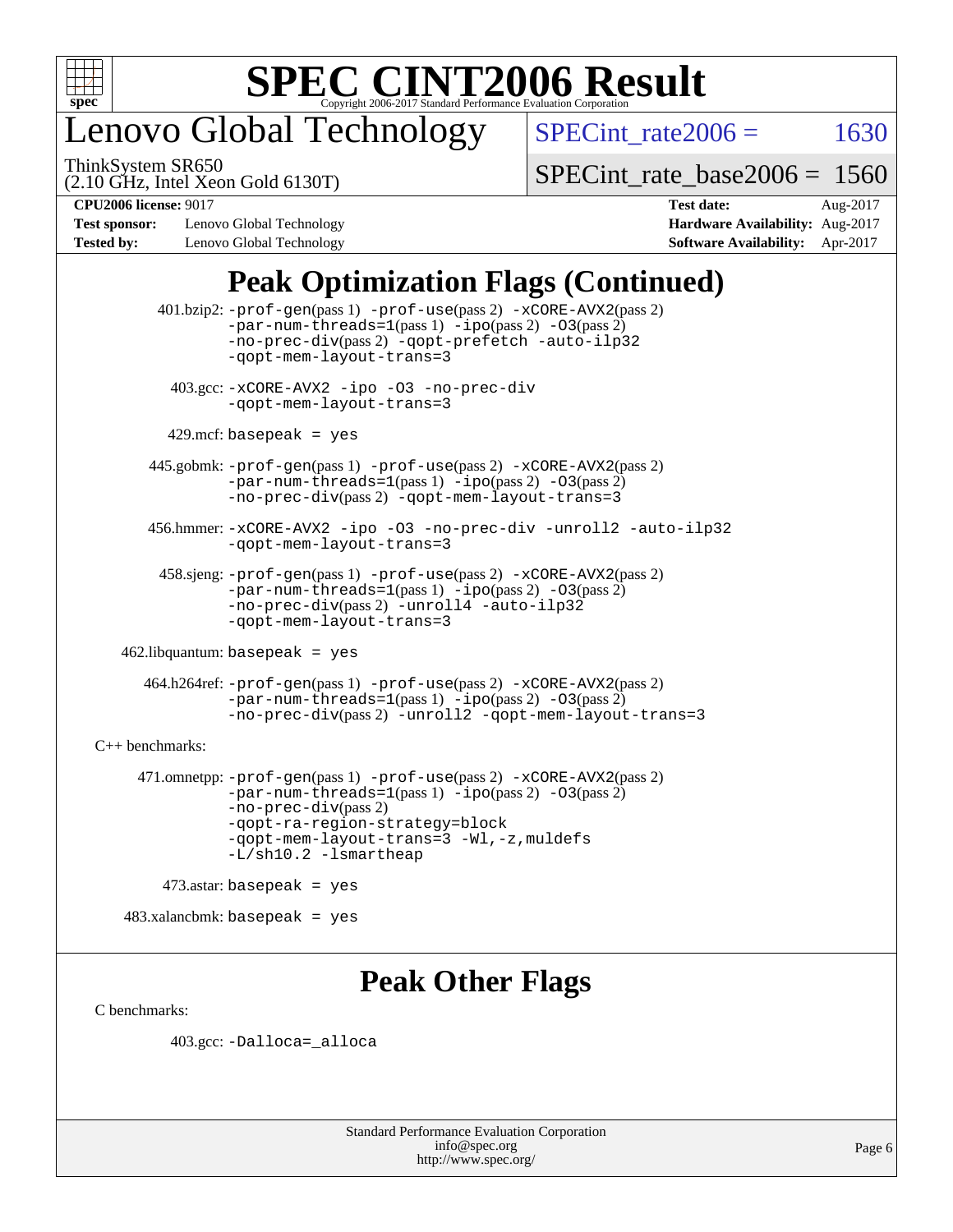# SPEC CINT2006 Result

## Lenovo Global Technology

ThinkSystem SR650
(2.10 GHz, Intel Xeon Gold 6130T)

SPECint_rate2006 = 1630

SPECint_rate_base2006 = 1560

**CPU2006 license:** 9017
**Test sponsor:** Lenovo Global Technology
**Tested by:** Lenovo Global Technology

**Test date:** Aug-2017
**Hardware Availability:** Aug-2017
**Software Availability:** Apr-2017

## Peak Optimization Flags (Continued)

401.bzip2: -prof-gen(pass 1) -prof-use(pass 2) -xCORE-AVX2(pass 2) -par-num-threads=1(pass 1) -ipo(pass 2) -O3(pass 2) -no-prec-div(pass 2) -qopt-prefetch -auto-ilp32 -qopt-mem-layout-trans=3

403.gcc: -xCORE-AVX2 -ipo -O3 -no-prec-div -qopt-mem-layout-trans=3

429.mcf: basepeak = yes

445.gobmk: -prof-gen(pass 1) -prof-use(pass 2) -xCORE-AVX2(pass 2) -par-num-threads=1(pass 1) -ipo(pass 2) -O3(pass 2) -no-prec-div(pass 2) -qopt-mem-layout-trans=3

456.hmmer: -xCORE-AVX2 -ipo -O3 -no-prec-div -unroll2 -auto-ilp32 -qopt-mem-layout-trans=3

458.sjeng: -prof-gen(pass 1) -prof-use(pass 2) -xCORE-AVX2(pass 2) -par-num-threads=1(pass 1) -ipo(pass 2) -O3(pass 2) -no-prec-div(pass 2) -unroll4 -auto-ilp32 -qopt-mem-layout-trans=3

462.libquantum: basepeak = yes

464.h264ref: -prof-gen(pass 1) -prof-use(pass 2) -xCORE-AVX2(pass 2) -par-num-threads=1(pass 1) -ipo(pass 2) -O3(pass 2) -no-prec-div(pass 2) -unroll2 -qopt-mem-layout-trans=3

C++ benchmarks:

471.omnetpp: -prof-gen(pass 1) -prof-use(pass 2) -xCORE-AVX2(pass 2) -par-num-threads=1(pass 1) -ipo(pass 2) -O3(pass 2) -no-prec-div(pass 2) -qopt-ra-region-strategy=block -qopt-mem-layout-trans=3 -Wl,-z,muldefs -L/sh10.2 -lsmartheap

473.astar: basepeak = yes

483.xalancbmk: basepeak = yes

## Peak Other Flags

C benchmarks:

403.gcc: -Dalloca=_alloca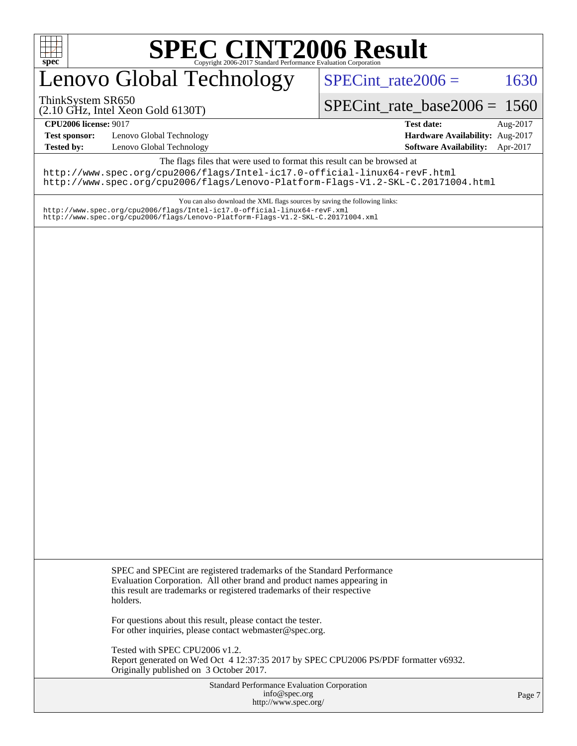The flags files that were used to format this result can be browsed at

http://www.spec.org/cpu2006/flags/Intel-ic17.0-official-linux64-revF.html
http://www.spec.org/cpu2006/flags/Lenovo-Platform-Flags-V1.2-SKL-C.20171004.html

You can also download the XML flags sources by saving the following links:

http://www.spec.org/cpu2006/flags/Intel-ic17.0-official-linux64-revF.xml
http://www.spec.org/cpu2006/flags/Lenovo-Platform-Flags-V1.2-SKL-C.20171004.xml

SPEC and SPECint are registered trademarks of the Standard Performance Evaluation Corporation. All other brand and product names appearing in this result are trademarks or registered trademarks of their respective holders.

For questions about this result, please contact the tester.
For other inquiries, please contact webmaster@spec.org.

Tested with SPEC CPU2006 v1.2.
Report generated on Wed Oct 4 12:37:35 2017 by SPEC CPU2006 PS/PDF formatter v6932.
Originally published on 3 October 2017.